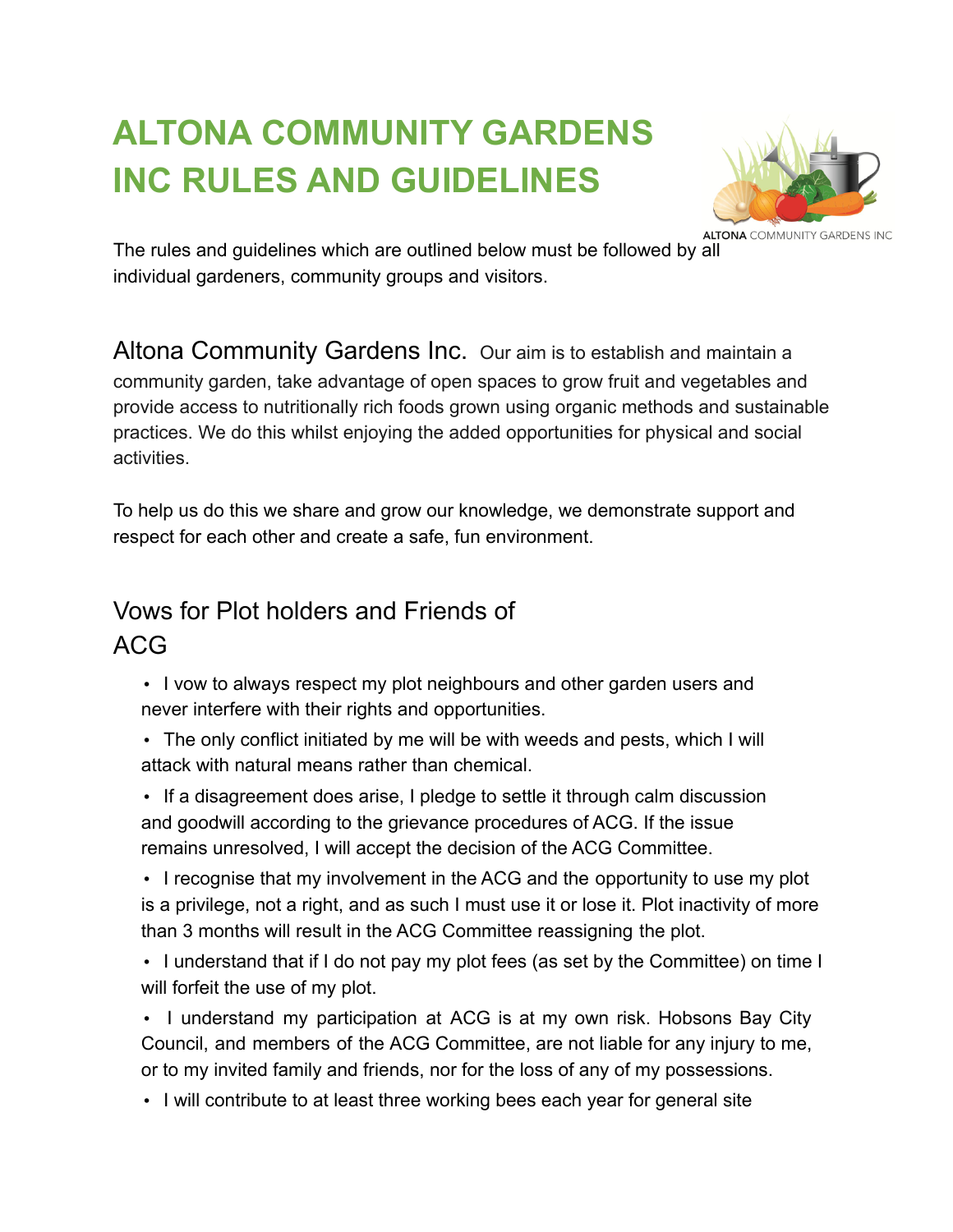# ALTONA COMMUNITY GARDENS INC RULES AND GUIDELINES

The rules and guidelines which are outlined below must be followed by all individual gardeners, community groups and visitors.

## Altona Community Gardens Inc.

Our aim is to establish and maintain a community garden, take advantage of open spaces to grow fruit and vegetables and provide access to nutritionally rich foods grown using organic methods and sustainable practices. We do this whilst enjoying the added opportunities for physical and social activities.

To help us do this we share and grow our knowledge, we demonstrate support and respect for each other and create a safe, fun environment.

## Vows for Plot holders and Friends of ACG

- I vow to always respect my plot neighbours and other garden users and never interfere with their rights and opportunities.
- The only conflict initiated by me will be with weeds and pests, which I will attack with natural means rather than chemical.
- If a disagreement does arise, I pledge to settle it through calm discussion and goodwill according to the grievance procedures of ACG. If the issue remains unresolved, I will accept the decision of the ACG Committee.
- I recognise that my involvement in the ACG and the opportunity to use my plot is a privilege, not a right, and as such I must use it or lose it. Plot inactivity of more than 3 months will result in the ACG Committee reassigning the plot.
- I understand that if I do not pay my plot fees (as set by the Committee) on time I will forfeit the use of my plot.
- I understand my participation at ACG is at my own risk. Hobsons Bay City Council, and members of the ACG Committee, are not liable for any injury to me, or to my invited family and friends, nor for the loss of any of my possessions.
- I will contribute to at least three working bees each year for general site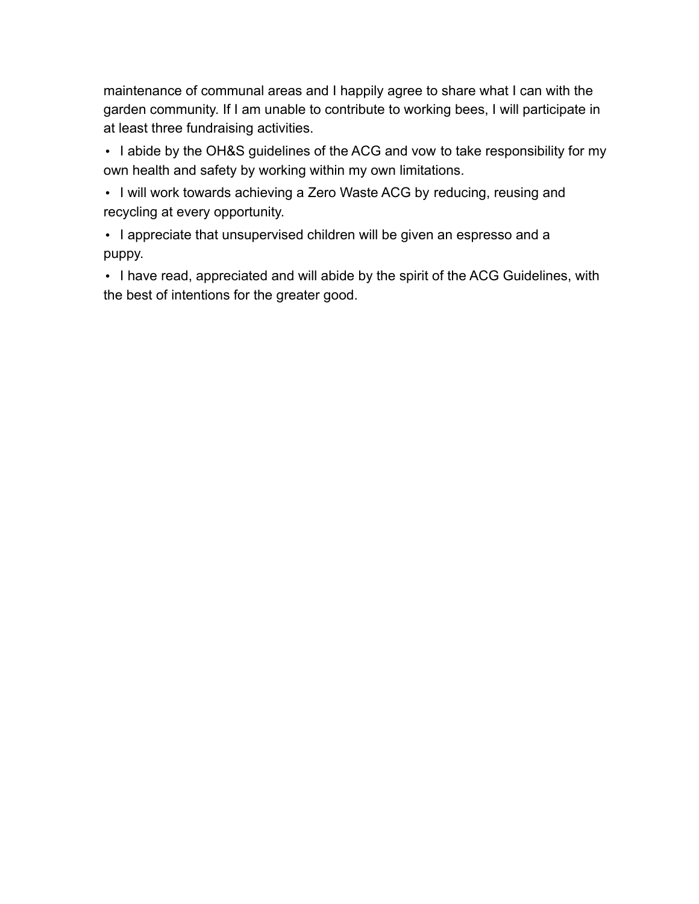maintenance of communal areas and I happily agree to share what I can with the garden community. If I am unable to contribute to working bees, I will participate in at least three fundraising activities.

- I abide by the OH&S guidelines of the ACG and vow to take responsibility for my own health and safety by working within my own limitations.
- I will work towards achieving a Zero Waste ACG by reducing, reusing and recycling at every opportunity.
- I appreciate that unsupervised children will be given an espresso and a puppy.
- I have read, appreciated and will abide by the spirit of the ACG Guidelines, with the best of intentions for the greater good.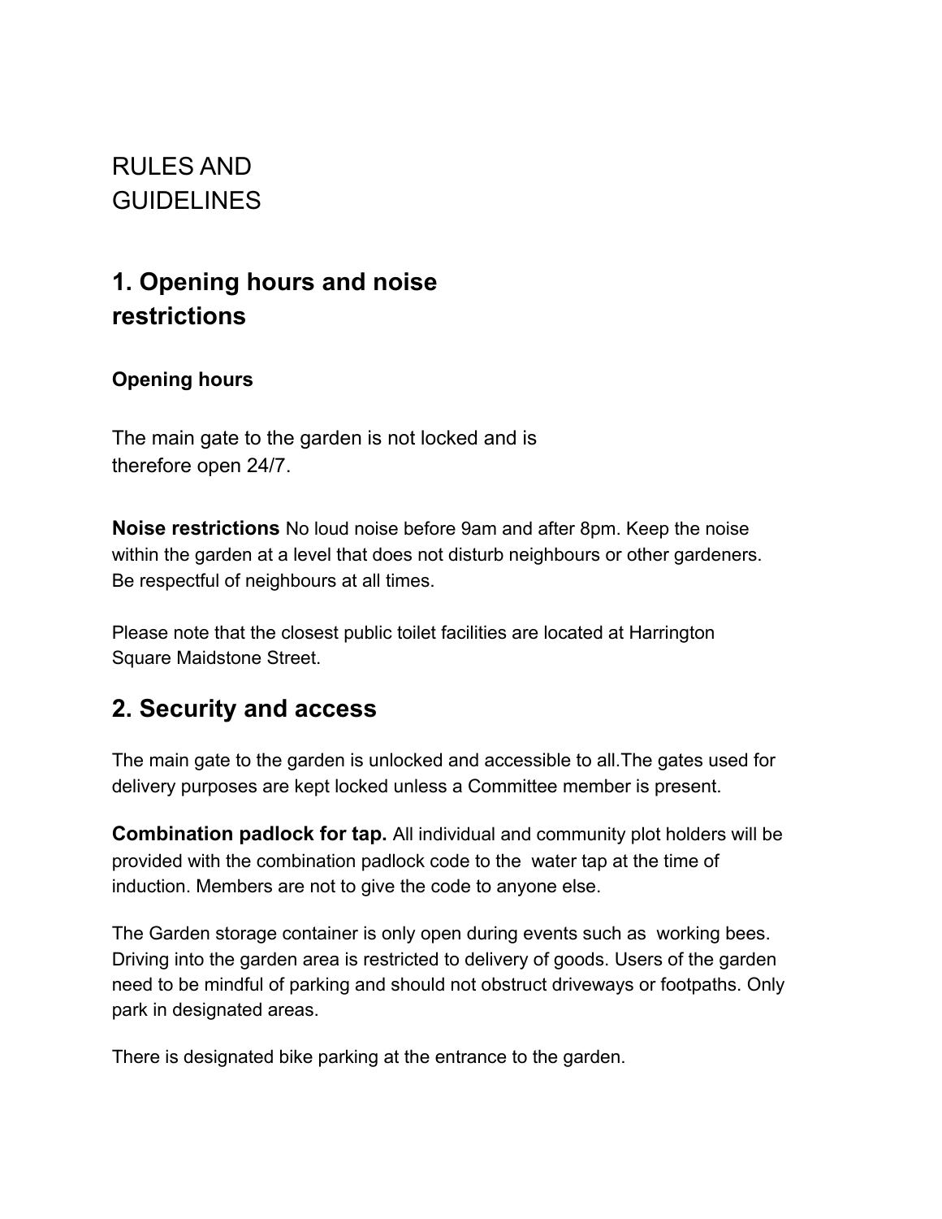# RULES AND GUIDELINES

## 1. Opening hours and noise restrictions

### Opening hours

The main gate to the garden is not locked and is therefore open 24/7.

**Noise restrictions** No loud noise before 9am and after 8pm. Keep the noise within the garden at a level that does not disturb neighbours or other gardeners. Be respectful of neighbours at all times.

Please note that the closest public toilet facilities are located at Harrington Square Maidstone Street.

## 2. Security and access

The main gate to the garden is unlocked and accessible to all.The gates used for delivery purposes are kept locked unless a Committee member is present.

**Combination padlock for tap.** All individual and community plot holders will be provided with the combination padlock code to the water tap at the time of induction. Members are not to give the code to anyone else.

The Garden storage container is only open during events such as working bees. Driving into the garden area is restricted to delivery of goods. Users of the garden need to be mindful of parking and should not obstruct driveways or footpaths. Only park in designated areas.

There is designated bike parking at the entrance to the garden.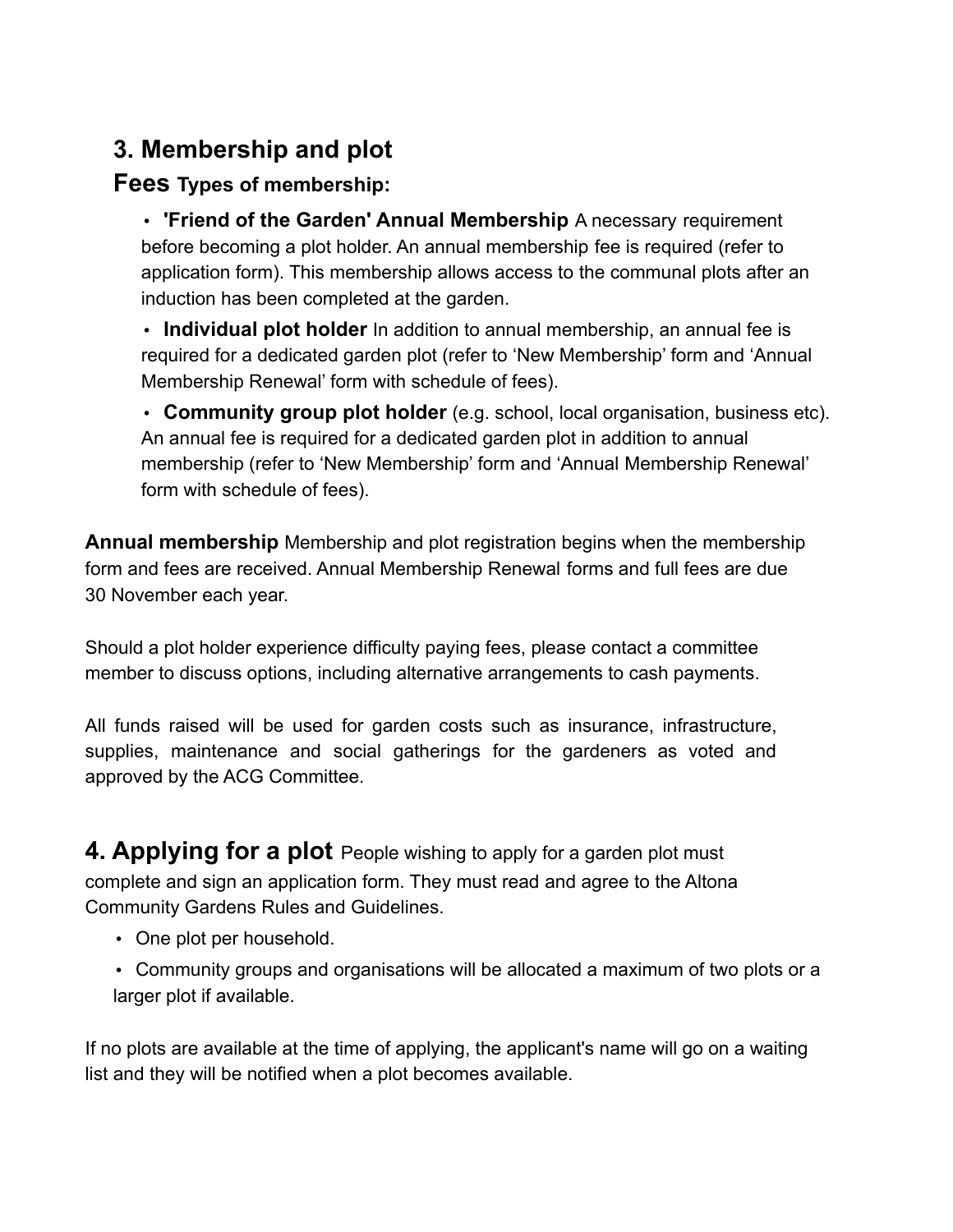## 3. Membership and plot Fees

**Types of membership:**

- **'Friend of the Garden' Annual Membership** A necessary requirement before becoming a plot holder. An annual membership fee is required (refer to application form). This membership allows access to the communal plots after an induction has been completed at the garden.
- **Individual plot holder** In addition to annual membership, an annual fee is required for a dedicated garden plot (refer to 'New Membership' form and 'Annual Membership Renewal' form with schedule of fees).
- **Community group plot holder** (e.g. school, local organisation, business etc). An annual fee is required for a dedicated garden plot in addition to annual membership (refer to 'New Membership' form and 'Annual Membership Renewal' form with schedule of fees).

**Annual membership** Membership and plot registration begins when the membership form and fees are received. Annual Membership Renewal forms and full fees are due 30 November each year.

Should a plot holder experience difficulty paying fees, please contact a committee member to discuss options, including alternative arrangements to cash payments.

All funds raised will be used for garden costs such as insurance, infrastructure, supplies, maintenance and social gatherings for the gardeners as voted and approved by the ACG Committee.

## 4. Applying for a plot

People wishing to apply for a garden plot must complete and sign an application form. They must read and agree to the Altona Community Gardens Rules and Guidelines.

- One plot per household.
- Community groups and organisations will be allocated a maximum of two plots or a larger plot if available.

If no plots are available at the time of applying, the applicant's name will go on a waiting list and they will be notified when a plot becomes available.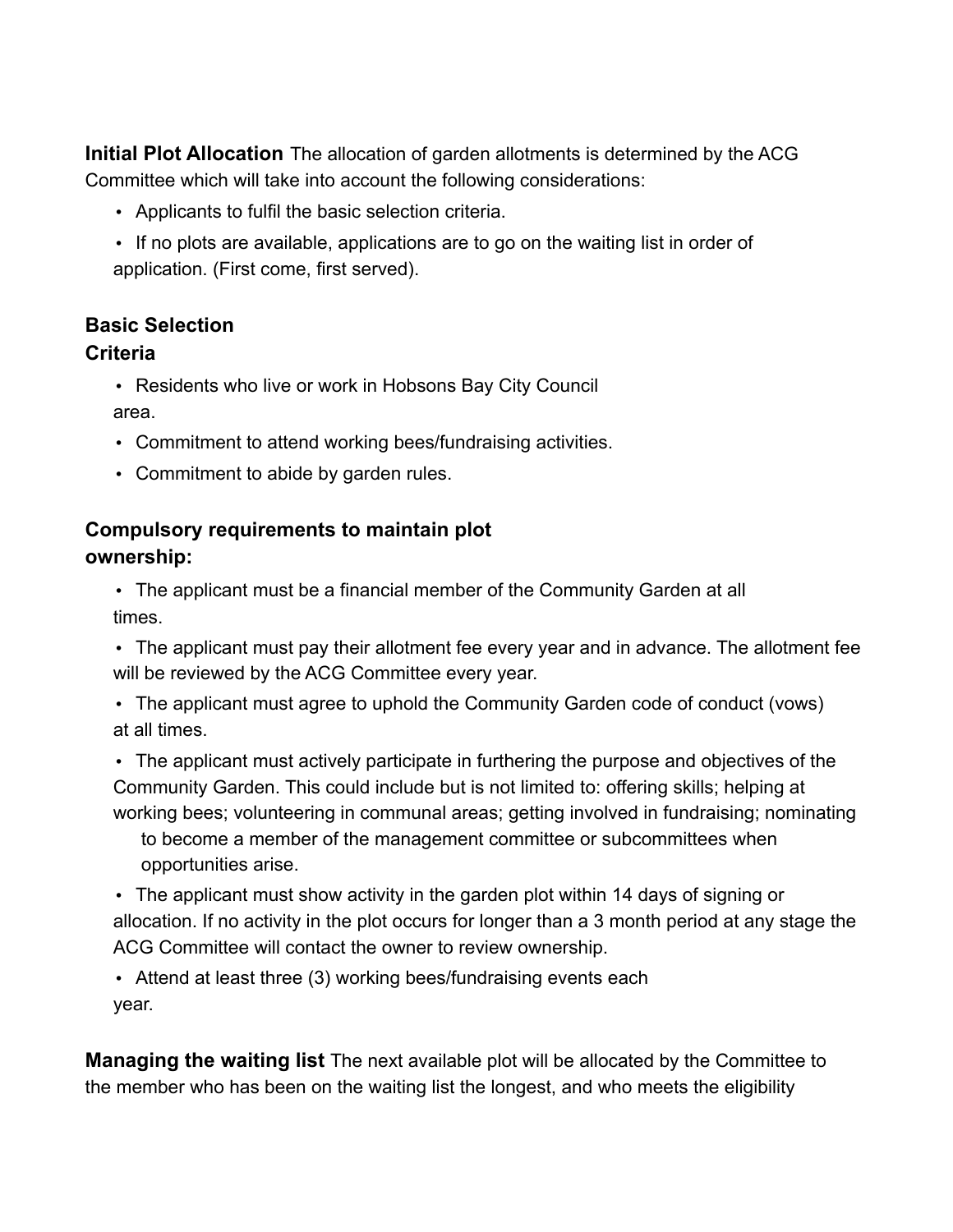**Initial Plot Allocation** The allocation of garden allotments is determined by the ACG Committee which will take into account the following considerations:

- Applicants to fulfil the basic selection criteria.
- If no plots are available, applications are to go on the waiting list in order of application. (First come, first served).

**Basic Selection Criteria**

- Residents who live or work in Hobsons Bay City Council area.
- Commitment to attend working bees/fundraising activities.
- Commitment to abide by garden rules.

**Compulsory requirements to maintain plot ownership:**

- The applicant must be a financial member of the Community Garden at all times.
- The applicant must pay their allotment fee every year and in advance. The allotment fee will be reviewed by the ACG Committee every year.
- The applicant must agree to uphold the Community Garden code of conduct (vows) at all times.
- The applicant must actively participate in furthering the purpose and objectives of the Community Garden. This could include but is not limited to: offering skills; helping at working bees; volunteering in communal areas; getting involved in fundraising; nominating to become a member of the management committee or subcommittees when opportunities arise.
- The applicant must show activity in the garden plot within 14 days of signing or allocation. If no activity in the plot occurs for longer than a 3 month period at any stage the ACG Committee will contact the owner to review ownership.
- Attend at least three (3) working bees/fundraising events each year.

**Managing the waiting list** The next available plot will be allocated by the Committee to the member who has been on the waiting list the longest, and who meets the eligibility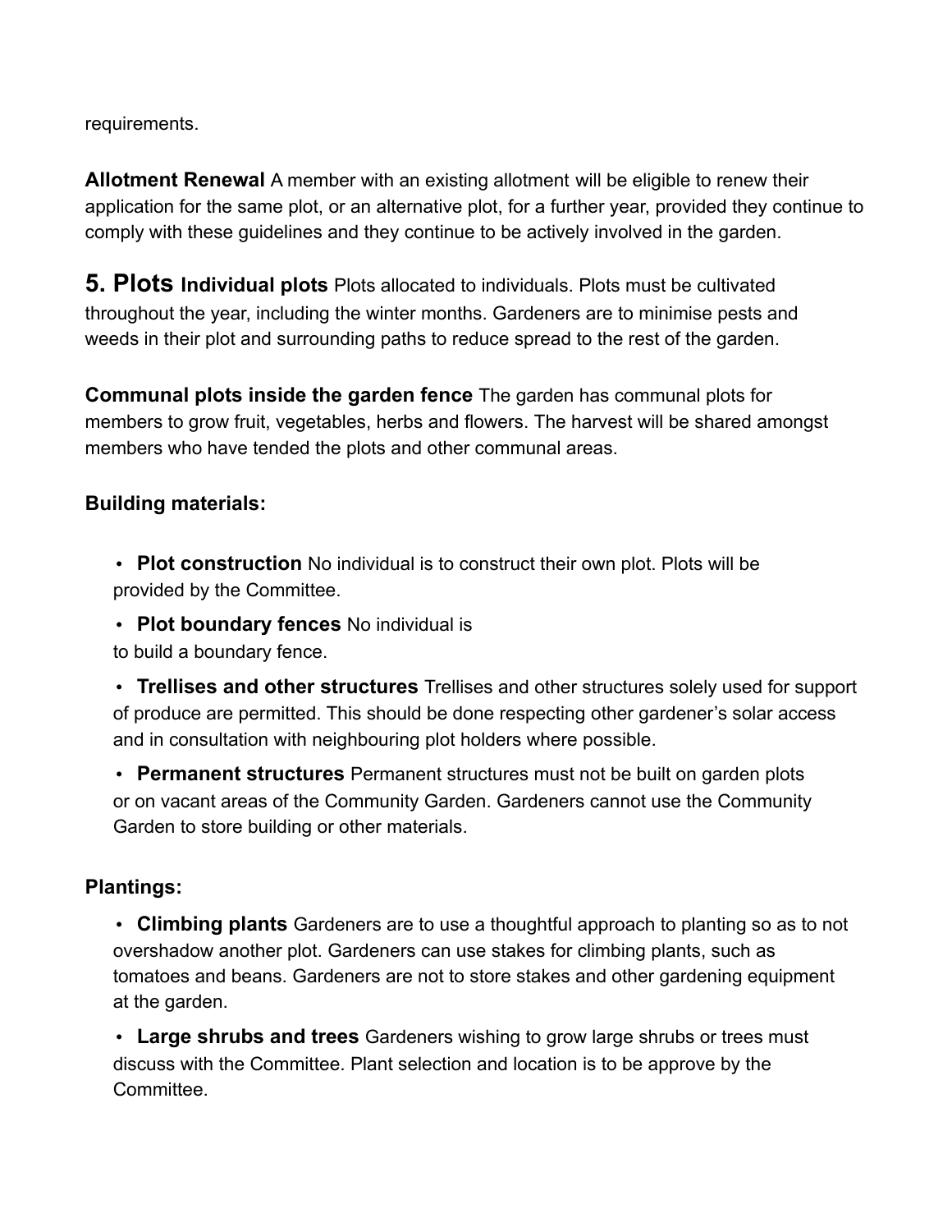requirements.

**Allotment Renewal** A member with an existing allotment will be eligible to renew their application for the same plot, or an alternative plot, for a further year, provided they continue to comply with these guidelines and they continue to be actively involved in the garden.

## 5. Plots

**Individual plots** Plots allocated to individuals. Plots must be cultivated throughout the year, including the winter months. Gardeners are to minimise pests and weeds in their plot and surrounding paths to reduce spread to the rest of the garden.

**Communal plots inside the garden fence** The garden has communal plots for members to grow fruit, vegetables, herbs and flowers. The harvest will be shared amongst members who have tended the plots and other communal areas.

**Building materials:**

- **Plot construction** No individual is to construct their own plot. Plots will be provided by the Committee.
- **Plot boundary fences** No individual is to build a boundary fence.
- **Trellises and other structures** Trellises and other structures solely used for support of produce are permitted. This should be done respecting other gardener's solar access and in consultation with neighbouring plot holders where possible.
- **Permanent structures** Permanent structures must not be built on garden plots or on vacant areas of the Community Garden. Gardeners cannot use the Community Garden to store building or other materials.

**Plantings:**

- **Climbing plants** Gardeners are to use a thoughtful approach to planting so as to not overshadow another plot. Gardeners can use stakes for climbing plants, such as tomatoes and beans. Gardeners are not to store stakes and other gardening equipment at the garden.
- **Large shrubs and trees** Gardeners wishing to grow large shrubs or trees must discuss with the Committee. Plant selection and location is to be approve by the Committee.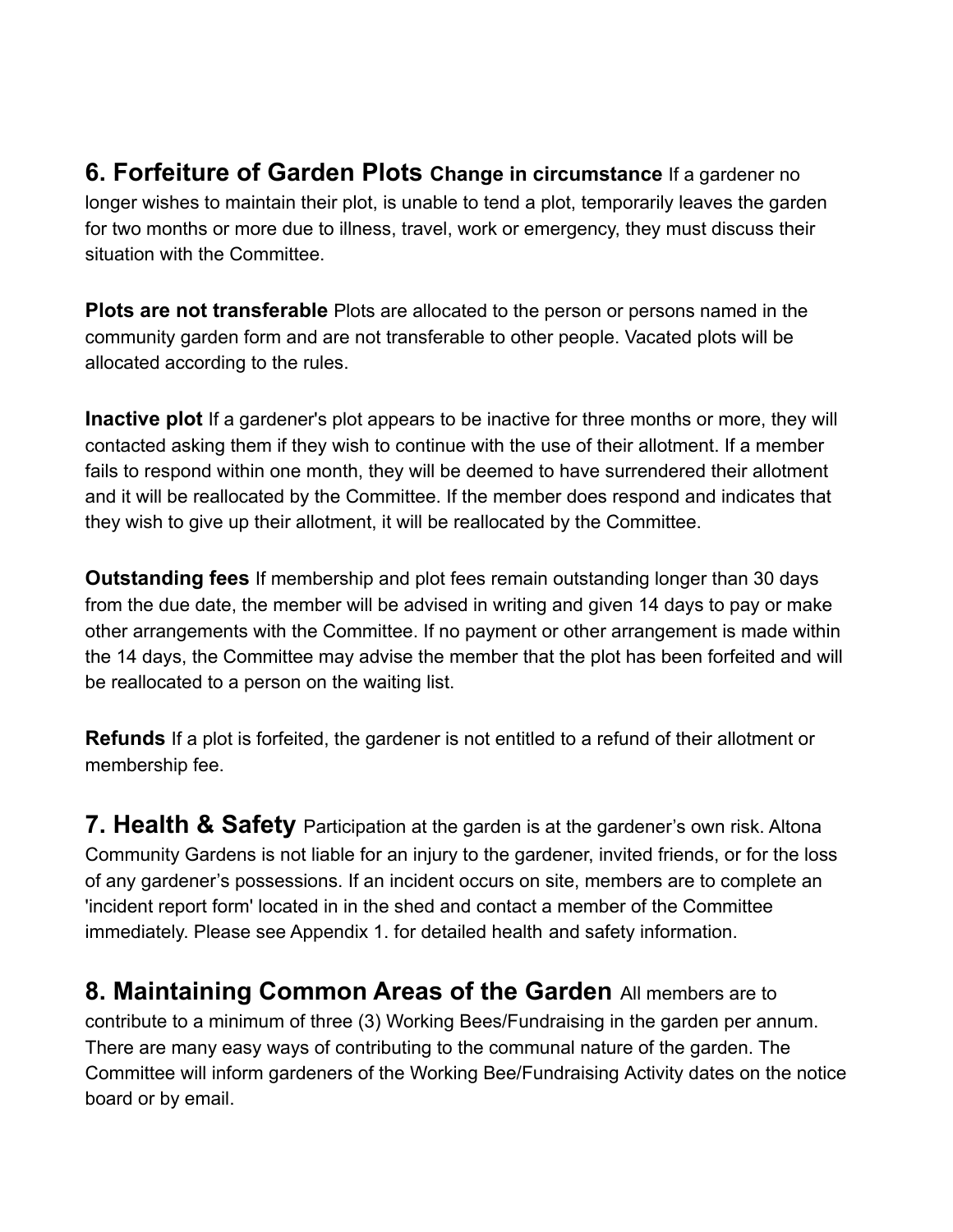## 6. Forfeiture of Garden Plots

**Change in circumstance** If a gardener no longer wishes to maintain their plot, is unable to tend a plot, temporarily leaves the garden for two months or more due to illness, travel, work or emergency, they must discuss their situation with the Committee.

**Plots are not transferable** Plots are allocated to the person or persons named in the community garden form and are not transferable to other people. Vacated plots will be allocated according to the rules.

**Inactive plot** If a gardener's plot appears to be inactive for three months or more, they will contacted asking them if they wish to continue with the use of their allotment. If a member fails to respond within one month, they will be deemed to have surrendered their allotment and it will be reallocated by the Committee. If the member does respond and indicates that they wish to give up their allotment, it will be reallocated by the Committee.

**Outstanding fees** If membership and plot fees remain outstanding longer than 30 days from the due date, the member will be advised in writing and given 14 days to pay or make other arrangements with the Committee. If no payment or other arrangement is made within the 14 days, the Committee may advise the member that the plot has been forfeited and will be reallocated to a person on the waiting list.

**Refunds** If a plot is forfeited, the gardener is not entitled to a refund of their allotment or membership fee.

## 7. Health & Safety

Participation at the garden is at the gardener's own risk. Altona Community Gardens is not liable for an injury to the gardener, invited friends, or for the loss of any gardener's possessions. If an incident occurs on site, members are to complete an 'incident report form' located in in the shed and contact a member of the Committee immediately. Please see Appendix 1. for detailed health and safety information.

## 8. Maintaining Common Areas of the Garden

All members are to contribute to a minimum of three (3) Working Bees/Fundraising in the garden per annum. There are many easy ways of contributing to the communal nature of the garden. The Committee will inform gardeners of the Working Bee/Fundraising Activity dates on the notice board or by email.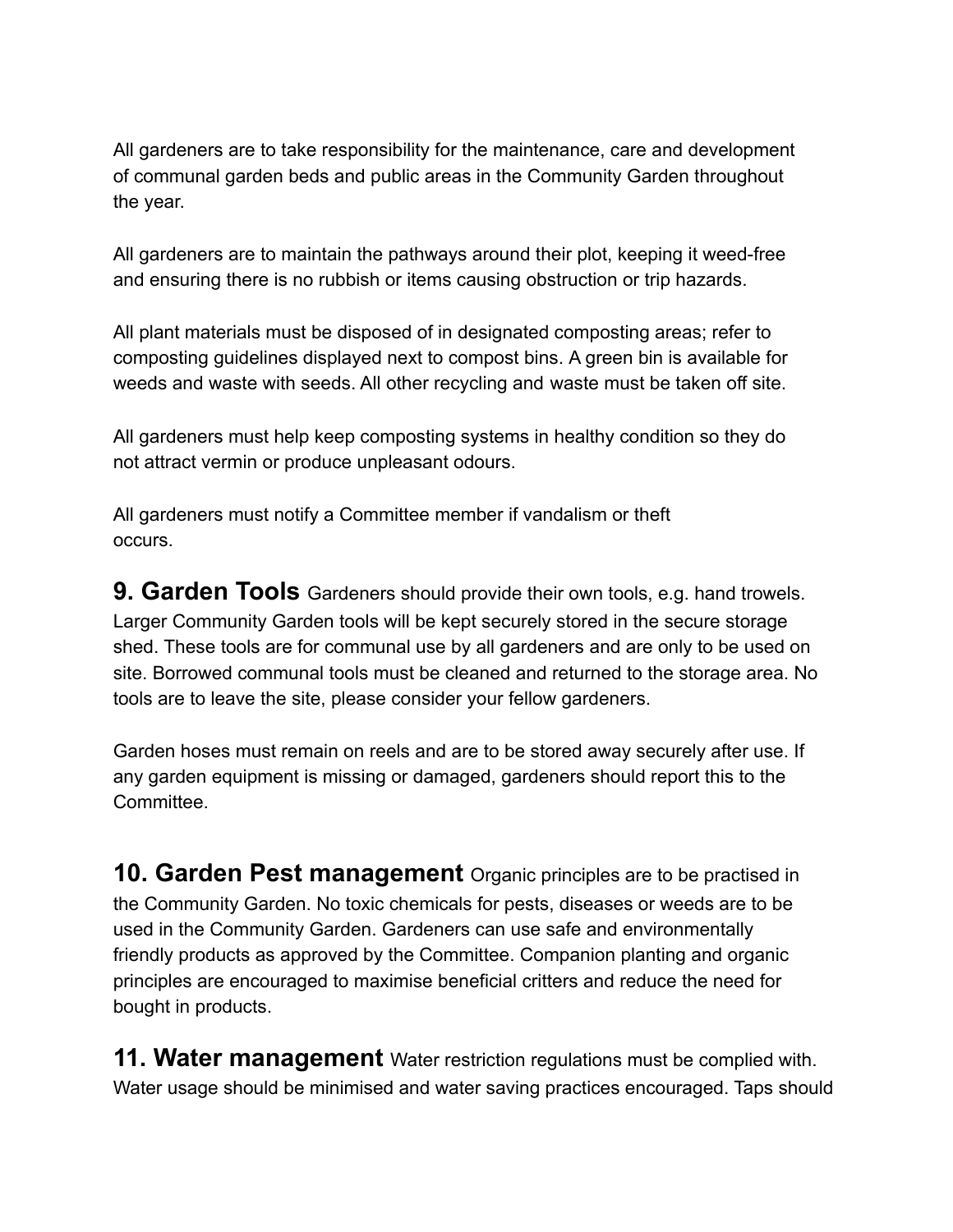All gardeners are to take responsibility for the maintenance, care and development of communal garden beds and public areas in the Community Garden throughout the year.

All gardeners are to maintain the pathways around their plot, keeping it weed-free and ensuring there is no rubbish or items causing obstruction or trip hazards.

All plant materials must be disposed of in designated composting areas; refer to composting guidelines displayed next to compost bins. A green bin is available for weeds and waste with seeds. All other recycling and waste must be taken off site.

All gardeners must help keep composting systems in healthy condition so they do not attract vermin or produce unpleasant odours.

All gardeners must notify a Committee member if vandalism or theft occurs.

## 9. Garden Tools

Gardeners should provide their own tools, e.g. hand trowels. Larger Community Garden tools will be kept securely stored in the secure storage shed. These tools are for communal use by all gardeners and are only to be used on site. Borrowed communal tools must be cleaned and returned to the storage area. No tools are to leave the site, please consider your fellow gardeners.

Garden hoses must remain on reels and are to be stored away securely after use. If any garden equipment is missing or damaged, gardeners should report this to the Committee.

## 10. Garden Pest management

Organic principles are to be practised in the Community Garden. No toxic chemicals for pests, diseases or weeds are to be used in the Community Garden. Gardeners can use safe and environmentally friendly products as approved by the Committee. Companion planting and organic principles are encouraged to maximise beneficial critters and reduce the need for bought in products.

## 11. Water management

Water restriction regulations must be complied with. Water usage should be minimised and water saving practices encouraged. Taps should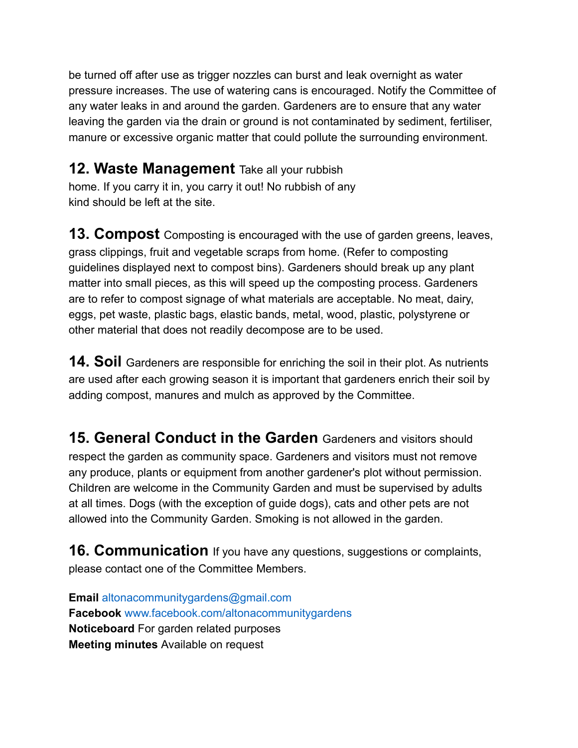be turned off after use as trigger nozzles can burst and leak overnight as water pressure increases. The use of watering cans is encouraged. Notify the Committee of any water leaks in and around the garden. Gardeners are to ensure that any water leaving the garden via the drain or ground is not contaminated by sediment, fertiliser, manure or excessive organic matter that could pollute the surrounding environment.

## 12. Waste Management

Take all your rubbish home. If you carry it in, you carry it out! No rubbish of any kind should be left at the site.

## 13. Compost

Composting is encouraged with the use of garden greens, leaves, grass clippings, fruit and vegetable scraps from home. (Refer to composting guidelines displayed next to compost bins). Gardeners should break up any plant matter into small pieces, as this will speed up the composting process. Gardeners are to refer to compost signage of what materials are acceptable. No meat, dairy, eggs, pet waste, plastic bags, elastic bands, metal, wood, plastic, polystyrene or other material that does not readily decompose are to be used.

## 14. Soil

Gardeners are responsible for enriching the soil in their plot. As nutrients are used after each growing season it is important that gardeners enrich their soil by adding compost, manures and mulch as approved by the Committee.

## 15. General Conduct in the Garden

Gardeners and visitors should respect the garden as community space. Gardeners and visitors must not remove any produce, plants or equipment from another gardener's plot without permission. Children are welcome in the Community Garden and must be supervised by adults at all times. Dogs (with the exception of guide dogs), cats and other pets are not allowed into the Community Garden. Smoking is not allowed in the garden.

## 16. Communication

If you have any questions, suggestions or complaints, please contact one of the Committee Members.

**Email** altonacommunitygardens@gmail.com
**Facebook** www.facebook.com/altonacommunitygardens
**Noticeboard** For garden related purposes
**Meeting minutes** Available on request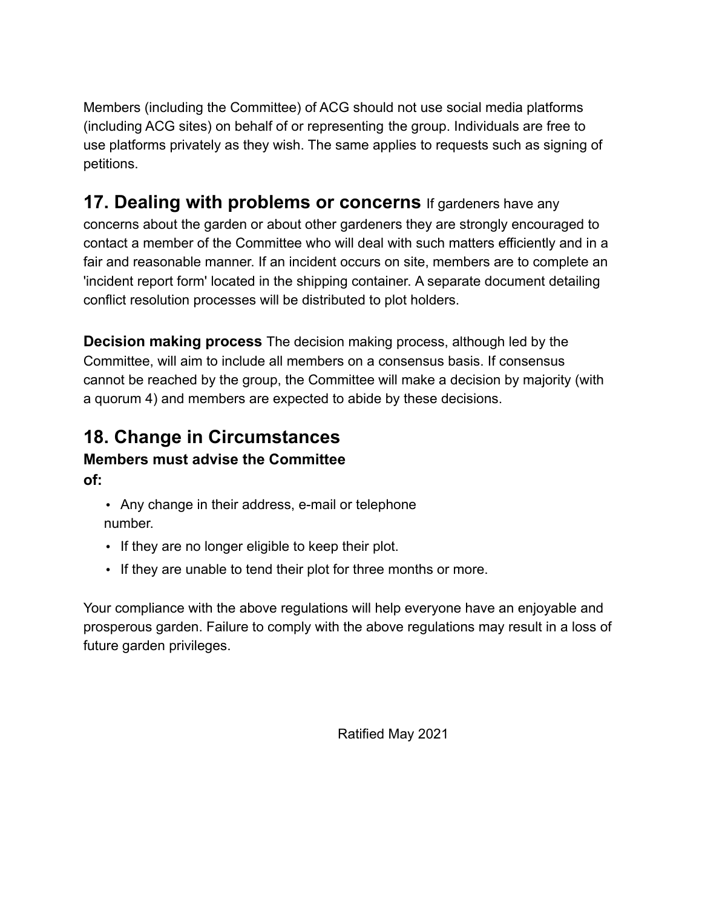Members (including the Committee) of ACG should not use social media platforms (including ACG sites) on behalf of or representing the group. Individuals are free to use platforms privately as they wish. The same applies to requests such as signing of petitions.

## 17. Dealing with problems or concerns

If gardeners have any concerns about the garden or about other gardeners they are strongly encouraged to contact a member of the Committee who will deal with such matters efficiently and in a fair and reasonable manner. If an incident occurs on site, members are to complete an 'incident report form' located in the shipping container. A separate document detailing conflict resolution processes will be distributed to plot holders.

**Decision making process** The decision making process, although led by the Committee, will aim to include all members on a consensus basis. If consensus cannot be reached by the group, the Committee will make a decision by majority (with a quorum 4) and members are expected to abide by these decisions.

## 18. Change in Circumstances

### Members must advise the Committee of:

- Any change in their address, e-mail or telephone number.
- If they are no longer eligible to keep their plot.
- If they are unable to tend their plot for three months or more.

Your compliance with the above regulations will help everyone have an enjoyable and prosperous garden. Failure to comply with the above regulations may result in a loss of future garden privileges.

Ratified May 2021